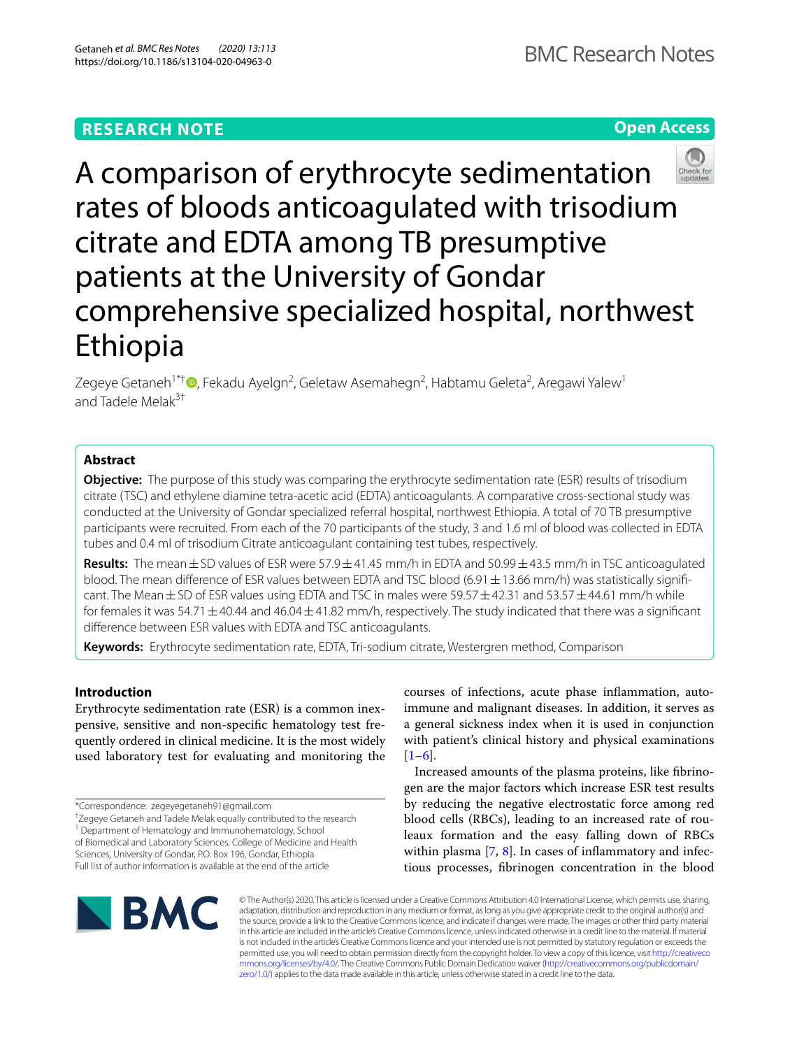RESEARCH NOTE

Open Access

# A comparison of erythrocyte sedimentation rates of bloods anticoagulated with trisodium citrate and EDTA among TB presumptive patients at the University of Gondar comprehensive specialized hospital, northwest Ethiopia

Zegeye Getaneh[1*†], Fekadu Ayelgn[2], Geletaw Asemahegn[2], Habtamu Geleta[2], Aregawi Yalew[1] and Tadele Melak[3†]

## Abstract

**Objective:** The purpose of this study was comparing the erythrocyte sedimentation rate (ESR) results of trisodium citrate (TSC) and ethylene diamine tetra-acetic acid (EDTA) anticoagulants. A comparative cross-sectional study was conducted at the University of Gondar specialized referral hospital, northwest Ethiopia. A total of 70 TB presumptive participants were recruited. From each of the 70 participants of the study, 3 and 1.6 ml of blood was collected in EDTA tubes and 0.4 ml of trisodium Citrate anticoagulant containing test tubes, respectively.

**Results:** The mean ± SD values of ESR were 57.9 ± 41.45 mm/h in EDTA and 50.99 ± 43.5 mm/h in TSC anticoagulated blood. The mean difference of ESR values between EDTA and TSC blood (6.91 ± 13.66 mm/h) was statistically significant. The Mean ± SD of ESR values using EDTA and TSC in males were 59.57 ± 42.31 and 53.57 ± 44.61 mm/h while for females it was 54.71 ± 40.44 and 46.04 ± 41.82 mm/h, respectively. The study indicated that there was a significant difference between ESR values with EDTA and TSC anticoagulants.

**Keywords:** Erythrocyte sedimentation rate, EDTA, Tri-sodium citrate, Westergren method, Comparison

## Introduction

Erythrocyte sedimentation rate (ESR) is a common inexpensive, sensitive and non-specific hematology test frequently ordered in clinical medicine. It is the most widely used laboratory test for evaluating and monitoring the courses of infections, acute phase inflammation, autoimmune and malignant diseases. In addition, it serves as a general sickness index when it is used in conjunction with patient's clinical history and physical examinations [1–6].

Increased amounts of the plasma proteins, like fibrinogen are the major factors which increase ESR test results by reducing the negative electrostatic force among red blood cells (RBCs), leading to an increased rate of rouleaux formation and the easy falling down of RBCs within plasma [7, 8]. In cases of inflammatory and infectious processes, fibrinogen concentration in the blood

*Correspondence: zegeyegetaneh91@gmail.com

† Zegeye Getaneh and Tadele Melak equally contributed to the research

[1] Department of Hematology and Immunohematology, School of Biomedical and Laboratory Sciences, College of Medicine and Health Sciences, University of Gondar, P.O. Box 196, Gondar, Ethiopia

Full list of author information is available at the end of the article

© The Author(s) 2020. This article is licensed under a Creative Commons Attribution 4.0 International License, which permits use, sharing, adaptation, distribution and reproduction in any medium or format, as long as you give appropriate credit to the original author(s) and the source, provide a link to the Creative Commons licence, and indicate if changes were made. The images or other third party material in this article are included in the article's Creative Commons licence, unless indicated otherwise in a credit line to the material. If material is not included in the article's Creative Commons licence and your intended use is not permitted by statutory regulation or exceeds the permitted use, you will need to obtain permission directly from the copyright holder. To view a copy of this licence, visit http://creativecommons.org/licenses/by/4.0/. The Creative Commons Public Domain Dedication waiver (http://creativecommons.org/publicdomain/zero/1.0/) applies to the data made available in this article, unless otherwise stated in a credit line to the data.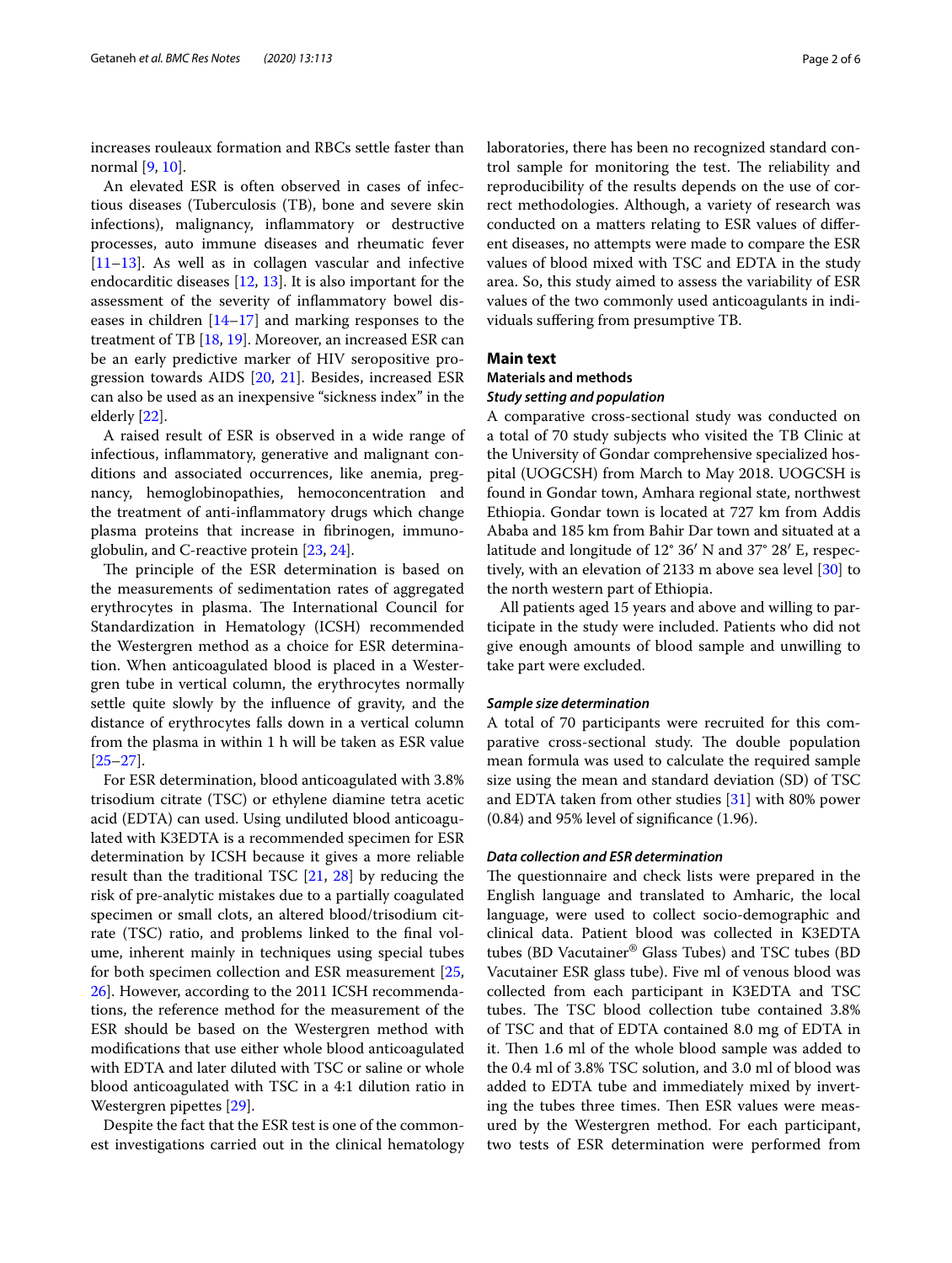increases rouleaux formation and RBCs settle faster than normal [9, 10].

An elevated ESR is often observed in cases of infectious diseases (Tuberculosis (TB), bone and severe skin infections), malignancy, inflammatory or destructive processes, auto immune diseases and rheumatic fever [11–13]. As well as in collagen vascular and infective endocarditic diseases [12, 13]. It is also important for the assessment of the severity of inflammatory bowel diseases in children [14–17] and marking responses to the treatment of TB [18, 19]. Moreover, an increased ESR can be an early predictive marker of HIV seropositive progression towards AIDS [20, 21]. Besides, increased ESR can also be used as an inexpensive "sickness index" in the elderly [22].

A raised result of ESR is observed in a wide range of infectious, inflammatory, generative and malignant conditions and associated occurrences, like anemia, pregnancy, hemoglobinopathies, hemoconcentration and the treatment of anti-inflammatory drugs which change plasma proteins that increase in fibrinogen, immunoglobulin, and C-reactive protein [23, 24].

The principle of the ESR determination is based on the measurements of sedimentation rates of aggregated erythrocytes in plasma. The International Council for Standardization in Hematology (ICSH) recommended the Westergren method as a choice for ESR determination. When anticoagulated blood is placed in a Westergren tube in vertical column, the erythrocytes normally settle quite slowly by the influence of gravity, and the distance of erythrocytes falls down in a vertical column from the plasma in within 1 h will be taken as ESR value [25–27].

For ESR determination, blood anticoagulated with 3.8% trisodium citrate (TSC) or ethylene diamine tetra acetic acid (EDTA) can used. Using undiluted blood anticoagulated with K3EDTA is a recommended specimen for ESR determination by ICSH because it gives a more reliable result than the traditional TSC [21, 28] by reducing the risk of pre-analytic mistakes due to a partially coagulated specimen or small clots, an altered blood/trisodium citrate (TSC) ratio, and problems linked to the final volume, inherent mainly in techniques using special tubes for both specimen collection and ESR measurement [25, 26]. However, according to the 2011 ICSH recommendations, the reference method for the measurement of the ESR should be based on the Westergren method with modifications that use either whole blood anticoagulated with EDTA and later diluted with TSC or saline or whole blood anticoagulated with TSC in a 4:1 dilution ratio in Westergren pipettes [29].

Despite the fact that the ESR test is one of the commonest investigations carried out in the clinical hematology laboratories, there has been no recognized standard control sample for monitoring the test. The reliability and reproducibility of the results depends on the use of correct methodologies. Although, a variety of research was conducted on a matters relating to ESR values of different diseases, no attempts were made to compare the ESR values of blood mixed with TSC and EDTA in the study area. So, this study aimed to assess the variability of ESR values of the two commonly used anticoagulants in individuals suffering from presumptive TB.

## Main text

### Materials and methods

#### *Study setting and population*

A comparative cross-sectional study was conducted on a total of 70 study subjects who visited the TB Clinic at the University of Gondar comprehensive specialized hospital (UOGCSH) from March to May 2018. UOGCSH is found in Gondar town, Amhara regional state, northwest Ethiopia. Gondar town is located at 727 km from Addis Ababa and 185 km from Bahir Dar town and situated at a latitude and longitude of 12° 36′ N and 37° 28′ E, respectively, with an elevation of 2133 m above sea level [30] to the north western part of Ethiopia.

All patients aged 15 years and above and willing to participate in the study were included. Patients who did not give enough amounts of blood sample and unwilling to take part were excluded.

#### *Sample size determination*

A total of 70 participants were recruited for this comparative cross-sectional study. The double population mean formula was used to calculate the required sample size using the mean and standard deviation (SD) of TSC and EDTA taken from other studies [31] with 80% power (0.84) and 95% level of significance (1.96).

#### *Data collection and ESR determination*

The questionnaire and check lists were prepared in the English language and translated to Amharic, the local language, were used to collect socio-demographic and clinical data. Patient blood was collected in K3EDTA tubes (BD Vacutainer® Glass Tubes) and TSC tubes (BD Vacutainer ESR glass tube). Five ml of venous blood was collected from each participant in K3EDTA and TSC tubes. The TSC blood collection tube contained 3.8% of TSC and that of EDTA contained 8.0 mg of EDTA in it. Then 1.6 ml of the whole blood sample was added to the 0.4 ml of 3.8% TSC solution, and 3.0 ml of blood was added to EDTA tube and immediately mixed by inverting the tubes three times. Then ESR values were measured by the Westergren method. For each participant, two tests of ESR determination were performed from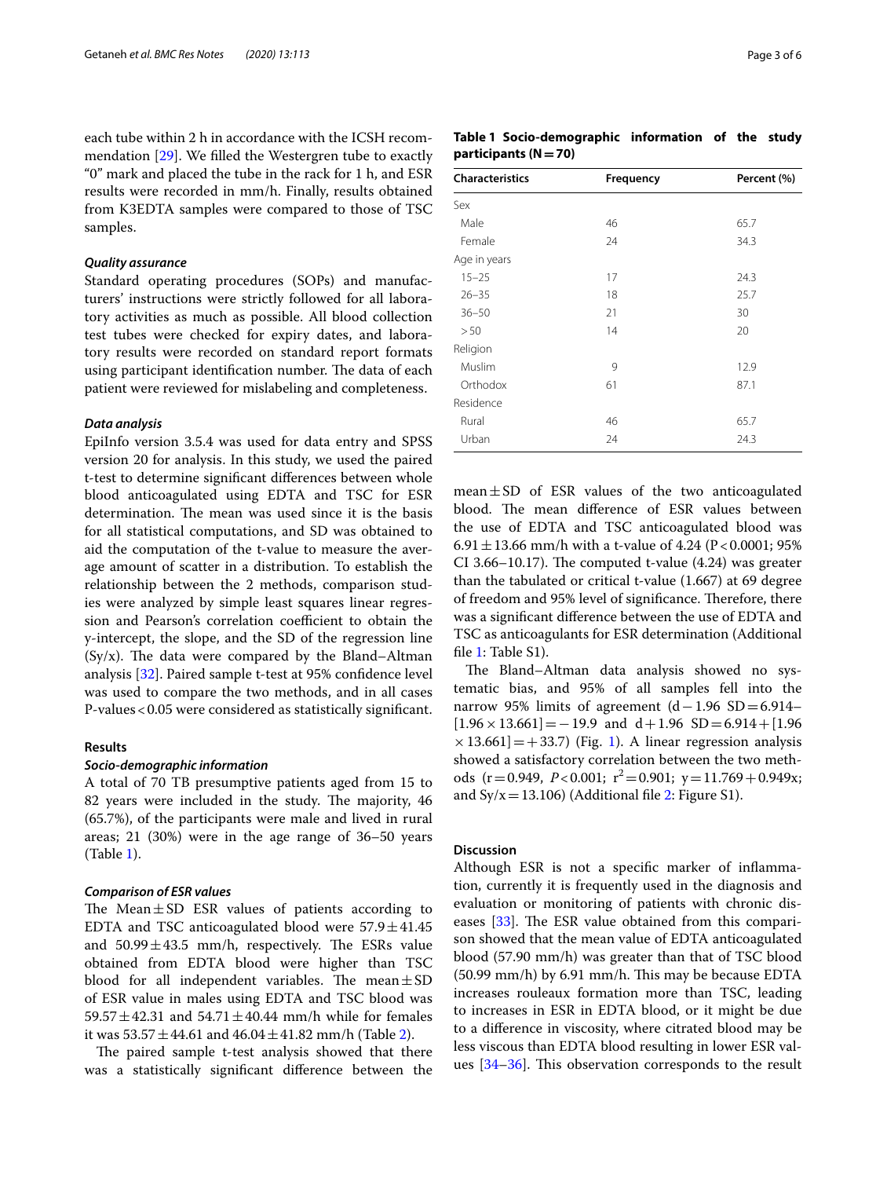each tube within 2 h in accordance with the ICSH recommendation [29]. We filled the Westergren tube to exactly "0" mark and placed the tube in the rack for 1 h, and ESR results were recorded in mm/h. Finally, results obtained from K3EDTA samples were compared to those of TSC samples.

### *Quality assurance*

Standard operating procedures (SOPs) and manufacturers' instructions were strictly followed for all laboratory activities as much as possible. All blood collection test tubes were checked for expiry dates, and laboratory results were recorded on standard report formats using participant identification number. The data of each patient were reviewed for mislabeling and completeness.

### *Data analysis*

EpiInfo version 3.5.4 was used for data entry and SPSS version 20 for analysis. In this study, we used the paired t-test to determine significant differences between whole blood anticoagulated using EDTA and TSC for ESR determination. The mean was used since it is the basis for all statistical computations, and SD was obtained to aid the computation of the t-value to measure the average amount of scatter in a distribution. To establish the relationship between the 2 methods, comparison studies were analyzed by simple least squares linear regression and Pearson's correlation coefficient to obtain the y-intercept, the slope, and the SD of the regression line (Sy/x). The data were compared by the Bland–Altman analysis [32]. Paired sample t-test at 95% confidence level was used to compare the two methods, and in all cases P-values < 0.05 were considered as statistically significant.

## Results

### *Socio-demographic information*

A total of 70 TB presumptive patients aged from 15 to 82 years were included in the study. The majority, 46 (65.7%), of the participants were male and lived in rural areas; 21 (30%) were in the age range of 36–50 years (Table 1).

**Table 1 Socio-demographic information of the study participants (N = 70)**

| Characteristics | Frequency | Percent (%) |
|---|---|---|
| Sex | | |
| Male | 46 | 65.7 |
| Female | 24 | 34.3 |
| Age in years | | |
| 15–25 | 17 | 24.3 |
| 26–35 | 18 | 25.7 |
| 36–50 | 21 | 30 |
| > 50 | 14 | 20 |
| Religion | | |
| Muslim | 9 | 12.9 |
| Orthodox | 61 | 87.1 |
| Residence | | |
| Rural | 46 | 65.7 |
| Urban | 24 | 24.3 |

### *Comparison of ESR values*

The Mean ± SD ESR values of patients according to EDTA and TSC anticoagulated blood were 57.9 ± 41.45 and 50.99 ± 43.5 mm/h, respectively. The ESRs value obtained from EDTA blood were higher than TSC blood for all independent variables. The mean ± SD of ESR value in males using EDTA and TSC blood was 59.57 ± 42.31 and 54.71 ± 40.44 mm/h while for females it was 53.57 ± 44.61 and 46.04 ± 41.82 mm/h (Table 2).

The paired sample t-test analysis showed that there was a statistically significant difference between the mean ± SD of ESR values of the two anticoagulated blood. The mean difference of ESR values between the use of EDTA and TSC anticoagulated blood was 6.91 ± 13.66 mm/h with a t-value of 4.24 ($P < 0.0001$; 95% CI 3.66–10.17). The computed t-value (4.24) was greater than the tabulated or critical t-value (1.667) at 69 degree of freedom and 95% level of significance. Therefore, there was a significant difference between the use of EDTA and TSC as anticoagulants for ESR determination (Additional file 1: Table S1).

The Bland–Altman data analysis showed no systematic bias, and 95% of all samples fell into the narrow 95% limits of agreement ($d - 1.96\ SD = 6.914 - [1.96 \times 13.661] = -19.9$ and $d + 1.96\ SD = 6.914 + [1.96 \times 13.661] = +33.7$) (Fig. 1). A linear regression analysis showed a satisfactory correlation between the two methods ($r = 0.949$, $P < 0.001$; $r^2 = 0.901$; $y = 11.769 + 0.949x$; and $Sy/x = 13.106$) (Additional file 2: Figure S1).

## Discussion

Although ESR is not a specific marker of inflammation, currently it is frequently used in the diagnosis and evaluation or monitoring of patients with chronic diseases [33]. The ESR value obtained from this comparison showed that the mean value of EDTA anticoagulated blood (57.90 mm/h) was greater than that of TSC blood (50.99 mm/h) by 6.91 mm/h. This may be because EDTA increases rouleaux formation more than TSC, leading to increases in ESR in EDTA blood, or it might be due to a difference in viscosity, where citrated blood may be less viscous than EDTA blood resulting in lower ESR values [34–36]. This observation corresponds to the result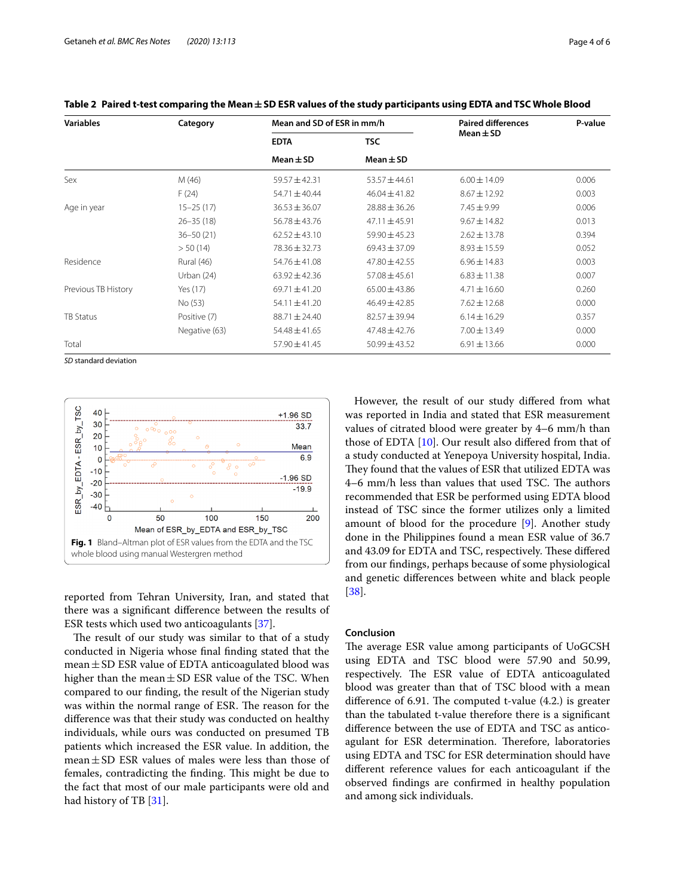**Table 2 Paired t-test comparing the Mean ± SD ESR values of the study participants using EDTA and TSC Whole Blood**

| Variables | Category | Mean and SD of ESR in mm/h | | Paired differences Mean ± SD | P-value |
|---|---|---|---|---|---|
| | | EDTA | TSC | | |
| | | Mean ± SD | Mean ± SD | | |
| Sex | M (46) | 59.57 ± 42.31 | 53.57 ± 44.61 | 6.00 ± 14.09 | 0.006 |
| | F (24) | 54.71 ± 40.44 | 46.04 ± 41.82 | 8.67 ± 12.92 | 0.003 |
| Age in year | 15–25 (17) | 36.53 ± 36.07 | 28.88 ± 36.26 | 7.45 ± 9.99 | 0.006 |
| | 26–35 (18) | 56.78 ± 43.76 | 47.11 ± 45.91 | 9.67 ± 14.82 | 0.013 |
| | 36–50 (21) | 62.52 ± 43.10 | 59.90 ± 45.23 | 2.62 ± 13.78 | 0.394 |
| | > 50 (14) | 78.36 ± 32.73 | 69.43 ± 37.09 | 8.93 ± 15.59 | 0.052 |
| Residence | Rural (46) | 54.76 ± 41.08 | 47.80 ± 42.55 | 6.96 ± 14.83 | 0.003 |
| | Urban (24) | 63.92 ± 42.36 | 57.08 ± 45.61 | 6.83 ± 11.38 | 0.007 |
| Previous TB History | Yes (17) | 69.71 ± 41.20 | 65.00 ± 43.86 | 4.71 ± 16.60 | 0.260 |
| | No (53) | 54.11 ± 41.20 | 46.49 ± 42.85 | 7.62 ± 12.68 | 0.000 |
| TB Status | Positive (7) | 88.71 ± 24.40 | 82.57 ± 39.94 | 6.14 ± 16.29 | 0.357 |
| | Negative (63) | 54.48 ± 41.65 | 47.48 ± 42.76 | 7.00 ± 13.49 | 0.000 |
| Total | | 57.90 ± 41.45 | 50.99 ± 43.52 | 6.91 ± 13.66 | 0.000 |

*SD* standard deviation

**Fig. 1** Bland–Altman plot of ESR values from the EDTA and the TSC whole blood using manual Westergren method

reported from Tehran University, Iran, and stated that there was a significant difference between the results of ESR tests which used two anticoagulants [37].

The result of our study was similar to that of a study conducted in Nigeria whose final finding stated that the mean ± SD ESR value of EDTA anticoagulated blood was higher than the mean ± SD ESR value of the TSC. When compared to our finding, the result of the Nigerian study was within the normal range of ESR. The reason for the difference was that their study was conducted on healthy individuals, while ours was conducted on presumed TB patients which increased the ESR value. In addition, the mean ± SD ESR values of males were less than those of females, contradicting the finding. This might be due to the fact that most of our male participants were old and had history of TB [31].

However, the result of our study differed from what was reported in India and stated that ESR measurement values of citrated blood were greater by 4–6 mm/h than those of EDTA [10]. Our result also differed from that of a study conducted at Yenepoya University hospital, India. They found that the values of ESR that utilized EDTA was 4–6 mm/h less than values that used TSC. The authors recommended that ESR be performed using EDTA blood instead of TSC since the former utilizes only a limited amount of blood for the procedure [9]. Another study done in the Philippines found a mean ESR value of 36.7 and 43.09 for EDTA and TSC, respectively. These differed from our findings, perhaps because of some physiological and genetic differences between white and black people [38].

## Conclusion

The average ESR value among participants of UoGCSH using EDTA and TSC blood were 57.90 and 50.99, respectively. The ESR value of EDTA anticoagulated blood was greater than that of TSC blood with a mean difference of 6.91. The computed t-value (4.2.) is greater than the tabulated t-value therefore there is a significant difference between the use of EDTA and TSC as anticoagulant for ESR determination. Therefore, laboratories using EDTA and TSC for ESR determination should have different reference values for each anticoagulant if the observed findings are confirmed in healthy population and among sick individuals.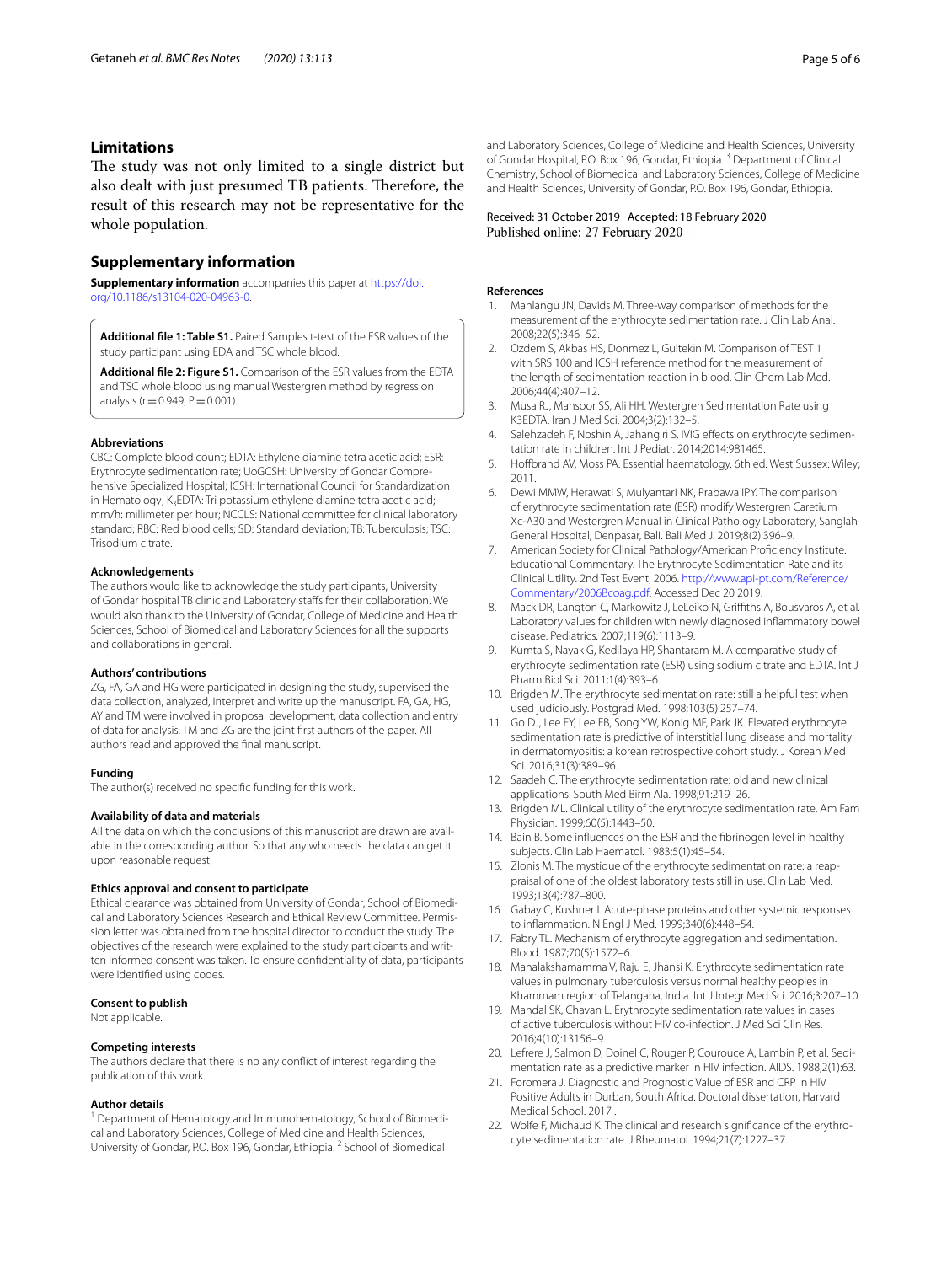## Limitations

The study was not only limited to a single district but also dealt with just presumed TB patients. Therefore, the result of this research may not be representative for the whole population.

## Supplementary information

**Supplementary information** accompanies this paper at https://doi.org/10.1186/s13104-020-04963-0.

**Additional file 1: Table S1.** Paired Samples t-test of the ESR values of the study participant using EDA and TSC whole blood.

**Additional file 2: Figure S1.** Comparison of the ESR values from the EDTA and TSC whole blood using manual Westergren method by regression analysis (r = 0.949, P = 0.001).

#### Abbreviations

CBC: Complete blood count; EDTA: Ethylene diamine tetra acetic acid; ESR: Erythrocyte sedimentation rate; UoGCSH: University of Gondar Comprehensive Specialized Hospital; ICSH: International Council for Standardization in Hematology; $K_3$EDTA: Tri potassium ethylene diamine tetra acetic acid; mm/h: millimeter per hour; NCCLS: National committee for clinical laboratory standard; RBC: Red blood cells; SD: Standard deviation; TB: Tuberculosis; TSC: Trisodium citrate.

#### Acknowledgements

The authors would like to acknowledge the study participants, University of Gondar hospital TB clinic and Laboratory staffs for their collaboration. We would also thank to the University of Gondar, College of Medicine and Health Sciences, School of Biomedical and Laboratory Sciences for all the supports and collaborations in general.

#### Authors' contributions

ZG, FA, GA and HG were participated in designing the study, supervised the data collection, analyzed, interpret and write up the manuscript. FA, GA, HG, AY and TM were involved in proposal development, data collection and entry of data for analysis. TM and ZG are the joint first authors of the paper. All authors read and approved the final manuscript.

#### Funding

The author(s) received no specific funding for this work.

#### Availability of data and materials

All the data on which the conclusions of this manuscript are drawn are available in the corresponding author. So that any who needs the data can get it upon reasonable request.

#### Ethics approval and consent to participate

Ethical clearance was obtained from University of Gondar, School of Biomedical and Laboratory Sciences Research and Ethical Review Committee. Permission letter was obtained from the hospital director to conduct the study. The objectives of the research were explained to the study participants and written informed consent was taken. To ensure confidentiality of data, participants were identified using codes.

#### Consent to publish

Not applicable.

#### Competing interests

The authors declare that there is no any conflict of interest regarding the publication of this work.

#### Author details

[1] Department of Hematology and Immunohematology, School of Biomedical and Laboratory Sciences, College of Medicine and Health Sciences, University of Gondar, P.O. Box 196, Gondar, Ethiopia. [2] School of Biomedical and Laboratory Sciences, College of Medicine and Health Sciences, University of Gondar Hospital, P.O. Box 196, Gondar, Ethiopia. [3] Department of Clinical Chemistry, School of Biomedical and Laboratory Sciences, College of Medicine and Health Sciences, University of Gondar, P.O. Box 196, Gondar, Ethiopia.

Received: 31 October 2019 Accepted: 18 February 2020
Published online: 27 February 2020

#### References

1. Mahlangu JN, Davids M. Three-way comparison of methods for the measurement of the erythrocyte sedimentation rate. J Clin Lab Anal. 2008;22(5):346–52.
2. Ozdem S, Akbas HS, Donmez L, Gultekin M. Comparison of TEST 1 with SRS 100 and ICSH reference method for the measurement of the length of sedimentation reaction in blood. Clin Chem Lab Med. 2006;44(4):407–12.
3. Musa RJ, Mansoor SS, Ali HH. Westergren Sedimentation Rate using K3EDTA. Iran J Med Sci. 2004;3(2):132–5.
4. Salehzadeh F, Noshin A, Jahangiri S. IVIG effects on erythrocyte sedimentation rate in children. Int J Pediatr. 2014;2014:981465.
5. Hoffbrand AV, Moss PA. Essential haematology. 6th ed. West Sussex: Wiley; 2011.
6. Dewi MMW, Herawati S, Mulyantari NK, Prabawa IPY. The comparison of erythrocyte sedimentation rate (ESR) modify Westergren Caretium Xc-A30 and Westergren Manual in Clinical Pathology Laboratory, Sanglah General Hospital, Denpasar, Bali. Bali Med J. 2019;8(2):396–9.
7. American Society for Clinical Pathology/American Proficiency Institute. Educational Commentary. The Erythrocyte Sedimentation Rate and its Clinical Utility. 2nd Test Event, 2006. http://www.api-pt.com/Reference/Commentary/2006Bcoag.pdf. Accessed Dec 20 2019.
8. Mack DR, Langton C, Markowitz J, LeLeiko N, Griffiths A, Bousvaros A, et al. Laboratory values for children with newly diagnosed inflammatory bowel disease. Pediatrics. 2007;119(6):1113–9.
9. Kumta S, Nayak G, Kedilaya HP, Shantaram M. A comparative study of erythrocyte sedimentation rate (ESR) using sodium citrate and EDTA. Int J Pharm Biol Sci. 2011;1(4):393–6.
10. Brigden M. The erythrocyte sedimentation rate: still a helpful test when used judiciously. Postgrad Med. 1998;103(5):257–74.
11. Go DJ, Lee EY, Lee EB, Song YW, Konig MF, Park JK. Elevated erythrocyte sedimentation rate is predictive of interstitial lung disease and mortality in dermatomyositis: a korean retrospective cohort study. J Korean Med Sci. 2016;31(3):389–96.
12. Saadeh C. The erythrocyte sedimentation rate: old and new clinical applications. South Med Birm Ala. 1998;91:219–26.
13. Brigden ML. Clinical utility of the erythrocyte sedimentation rate. Am Fam Physician. 1999;60(5):1443–50.
14. Bain B. Some influences on the ESR and the fibrinogen level in healthy subjects. Clin Lab Haematol. 1983;5(1):45–54.
15. Zlonis M. The mystique of the erythrocyte sedimentation rate: a reappraisal of one of the oldest laboratory tests still in use. Clin Lab Med. 1993;13(4):787–800.
16. Gabay C, Kushner I. Acute-phase proteins and other systemic responses to inflammation. N Engl J Med. 1999;340(6):448–54.
17. Fabry TL. Mechanism of erythrocyte aggregation and sedimentation. Blood. 1987;70(5):1572–6.
18. Mahalakshamamma V, Raju E, Jhansi K. Erythrocyte sedimentation rate values in pulmonary tuberculosis versus normal healthy peoples in Khammam region of Telangana, India. Int J Integr Med Sci. 2016;3:207–10.
19. Mandal SK, Chavan L. Erythrocyte sedimentation rate values in cases of active tuberculosis without HIV co-infection. J Med Sci Clin Res. 2016;4(10):13156–9.
20. Lefrere J, Salmon D, Doinel C, Rouger P, Courouce A, Lambin P, et al. Sedimentation rate as a predictive marker in HIV infection. AIDS. 1988;2(1):63.
21. Foromera J. Diagnostic and Prognostic Value of ESR and CRP in HIV Positive Adults in Durban, South Africa. Doctoral dissertation, Harvard Medical School. 2017 .
22. Wolfe F, Michaud K. The clinical and research significance of the erythrocyte sedimentation rate. J Rheumatol. 1994;21(7):1227–37.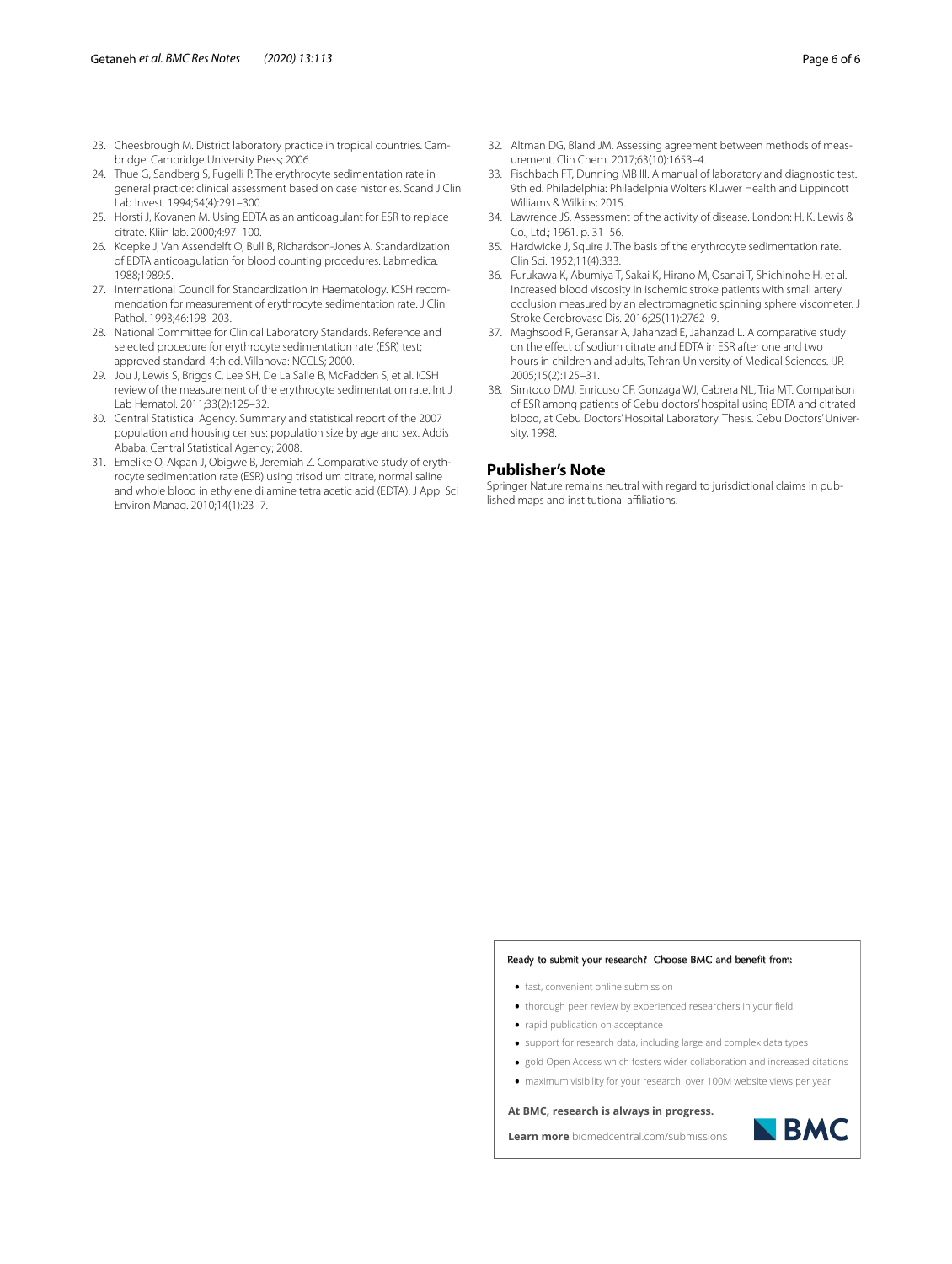23. Cheesbrough M. District laboratory practice in tropical countries. Cambridge: Cambridge University Press; 2006.
24. Thue G, Sandberg S, Fugelli P. The erythrocyte sedimentation rate in general practice: clinical assessment based on case histories. Scand J Clin Lab Invest. 1994;54(4):291–300.
25. Horsti J, Kovanen M. Using EDTA as an anticoagulant for ESR to replace citrate. Kliin lab. 2000;4:97–100.
26. Koepke J, Van Assendelft O, Bull B, Richardson-Jones A. Standardization of EDTA anticoagulation for blood counting procedures. Labmedica. 1988;1989:5.
27. International Council for Standardization in Haematology. ICSH recommendation for measurement of erythrocyte sedimentation rate. J Clin Pathol. 1993;46:198–203.
28. National Committee for Clinical Laboratory Standards. Reference and selected procedure for erythrocyte sedimentation rate (ESR) test; approved standard. 4th ed. Villanova: NCCLS; 2000.
29. Jou J, Lewis S, Briggs C, Lee SH, De La Salle B, McFadden S, et al. ICSH review of the measurement of the erythrocyte sedimentation rate. Int J Lab Hematol. 2011;33(2):125–32.
30. Central Statistical Agency. Summary and statistical report of the 2007 population and housing census: population size by age and sex. Addis Ababa: Central Statistical Agency; 2008.
31. Emelike O, Akpan J, Obigwe B, Jeremiah Z. Comparative study of erythrocyte sedimentation rate (ESR) using trisodium citrate, normal saline and whole blood in ethylene di amine tetra acetic acid (EDTA). J Appl Sci Environ Manag. 2010;14(1):23–7.
32. Altman DG, Bland JM. Assessing agreement between methods of measurement. Clin Chem. 2017;63(10):1653–4.
33. Fischbach FT, Dunning MB III. A manual of laboratory and diagnostic test. 9th ed. Philadelphia: Philadelphia Wolters Kluwer Health and Lippincott Williams & Wilkins; 2015.
34. Lawrence JS. Assessment of the activity of disease. London: H. K. Lewis & Co., Ltd.; 1961. p. 31–56.
35. Hardwicke J, Squire J. The basis of the erythrocyte sedimentation rate. Clin Sci. 1952;11(4):333.
36. Furukawa K, Abumiya T, Sakai K, Hirano M, Osanai T, Shichinohe H, et al. Increased blood viscosity in ischemic stroke patients with small artery occlusion measured by an electromagnetic spinning sphere viscometer. J Stroke Cerebrovasc Dis. 2016;25(11):2762–9.
37. Maghsood R, Geransar A, Jahanzad E, Jahanzad L. A comparative study on the effect of sodium citrate and EDTA in ESR after one and two hours in children and adults, Tehran University of Medical Sciences. IJP. 2005;15(2):125–31.
38. Simtoco DMJ, Enricuso CF, Gonzaga WJ, Cabrera NL, Tria MT. Comparison of ESR among patients of Cebu doctors' hospital using EDTA and citrated blood, at Cebu Doctors' Hospital Laboratory. Thesis. Cebu Doctors' University, 1998.

## Publisher's Note

Springer Nature remains neutral with regard to jurisdictional claims in published maps and institutional affiliations.

Ready to submit your research? Choose BMC and benefit from:

- fast, convenient online submission
- thorough peer review by experienced researchers in your field
- rapid publication on acceptance
- support for research data, including large and complex data types
- gold Open Access which fosters wider collaboration and increased citations
- maximum visibility for your research: over 100M website views per year

**At BMC, research is always in progress.**

**Learn more** biomedcentral.com/submissions

BMC